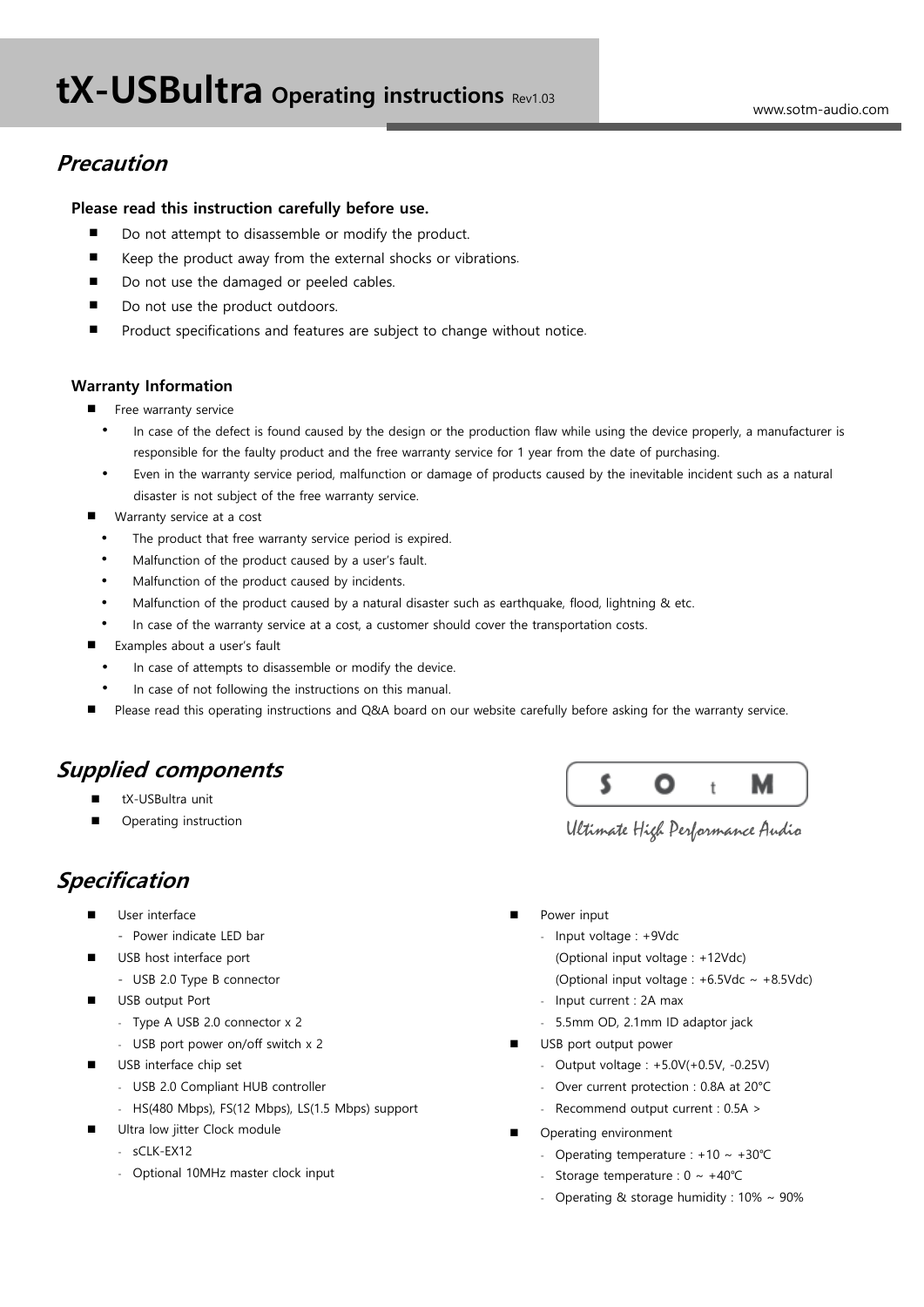# tX-USBultra Operating instructions Rev1.03

www.sotm-audio.com

## *Precaution*

**Please read this instruction carefully before use.**

- Do not attempt to disassemble or modify the product.
- Keep the product away from the external shocks or vibrations.
- Do not use the damaged or peeled cables.
- Do not use the product outdoors.
- Product specifications and features are subject to change without notice.

**Warranty Information**

- Free warranty service
  - In case of the defect is found caused by the design or the production flaw while using the device properly, a manufacturer is responsible for the faulty product and the free warranty service for 1 year from the date of purchasing.
  - Even in the warranty service period, malfunction or damage of products caused by the inevitable incident such as a natural disaster is not subject of the free warranty service.
- Warranty service at a cost
  - The product that free warranty service period is expired.
  - Malfunction of the product caused by a user's fault.
  - Malfunction of the product caused by incidents.
  - Malfunction of the product caused by a natural disaster such as earthquake, flood, lightning & etc.
  - In case of the warranty service at a cost, a customer should cover the transportation costs.
- Examples about a user's fault
  - In case of attempts to disassemble or modify the device.
  - In case of not following the instructions on this manual.
- Please read this operating instructions and Q&A board on our website carefully before asking for the warranty service.

## *Supplied components*

- tX-USBultra unit
- Operating instruction

SOtM

Ultimate High Performance Audio

## *Specification*

- User interface
  - Power indicate LED bar
- USB host interface port
  - USB 2.0 Type B connector
- USB output Port
  - Type A USB 2.0 connector x 2
  - USB port power on/off switch x 2
- USB interface chip set
  - USB 2.0 Compliant HUB controller
  - HS(480 Mbps), FS(12 Mbps), LS(1.5 Mbps) support
- Ultra low jitter Clock module
  - sCLK-EX12
  - Optional 10MHz master clock input
- Power input
  - Input voltage : +9Vdc
    (Optional input voltage : +12Vdc)
    (Optional input voltage : +6.5Vdc ~ +8.5Vdc)
  - Input current : 2A max
  - 5.5mm OD, 2.1mm ID adaptor jack
- USB port output power
  - Output voltage : +5.0V(+0.5V, -0.25V)
  - Over current protection : 0.8A at 20°C
  - Recommend output current : 0.5A >
- Operating environment
  - Operating temperature : +10 ~ +30℃
  - Storage temperature : 0 ~ +40℃
  - Operating & storage humidity : 10% ~ 90%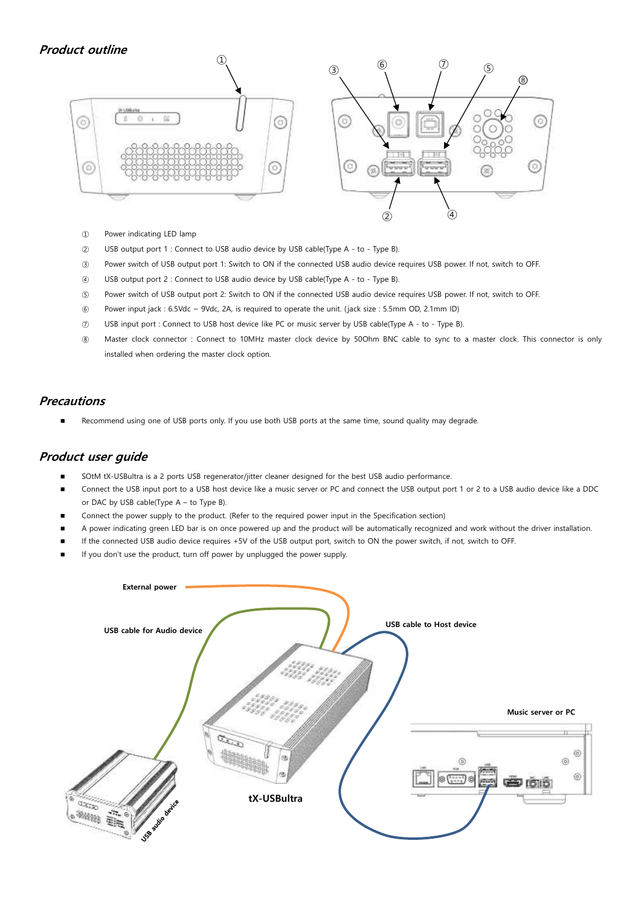## *Product outline*

① Power indicating LED lamp

② USB output port 1 : Connect to USB audio device by USB cable(Type A - to - Type B).

③ Power switch of USB output port 1: Switch to ON if the connected USB audio device requires USB power. If not, switch to OFF.

④ USB output port 2 : Connect to USB audio device by USB cable(Type A - to - Type B).

⑤ Power switch of USB output port 2: Switch to ON if the connected USB audio device requires USB power. If not, switch to OFF.

⑥ Power input jack : 6.5Vdc ~ 9Vdc, 2A, is required to operate the unit. (jack size : 5.5mm OD, 2.1mm ID)

⑦ USB input port : Connect to USB host device like PC or music server by USB cable(Type A - to - Type B).

⑧ Master clock connector : Connect to 10MHz master clock device by 50Ohm BNC cable to sync to a master clock. This connector is only installed when ordering the master clock option.

## *Precautions*

- Recommend using one of USB ports only. If you use both USB ports at the same time, sound quality may degrade.

## *Product user guide*

- SOtM tX-USBultra is a 2 ports USB regenerator/jitter cleaner designed for the best USB audio performance.
- Connect the USB input port to a USB host device like a music server or PC and connect the USB output port 1 or 2 to a USB audio device like a DDC or DAC by USB cable(Type A – to Type B).
- Connect the power supply to the product. (Refer to the required power input in the Specification section)
- A power indicating green LED bar is on once powered up and the product will be automatically recognized and work without the driver installation.
- If the connected USB audio device requires +5V of the USB output port, switch to ON the power switch, if not, switch to OFF.
- If you don't use the product, turn off power by unplugged the power supply.

External power

USB cable for Audio device

USB cable to Host device

Music server or PC

tX-USBultra

USB audio device